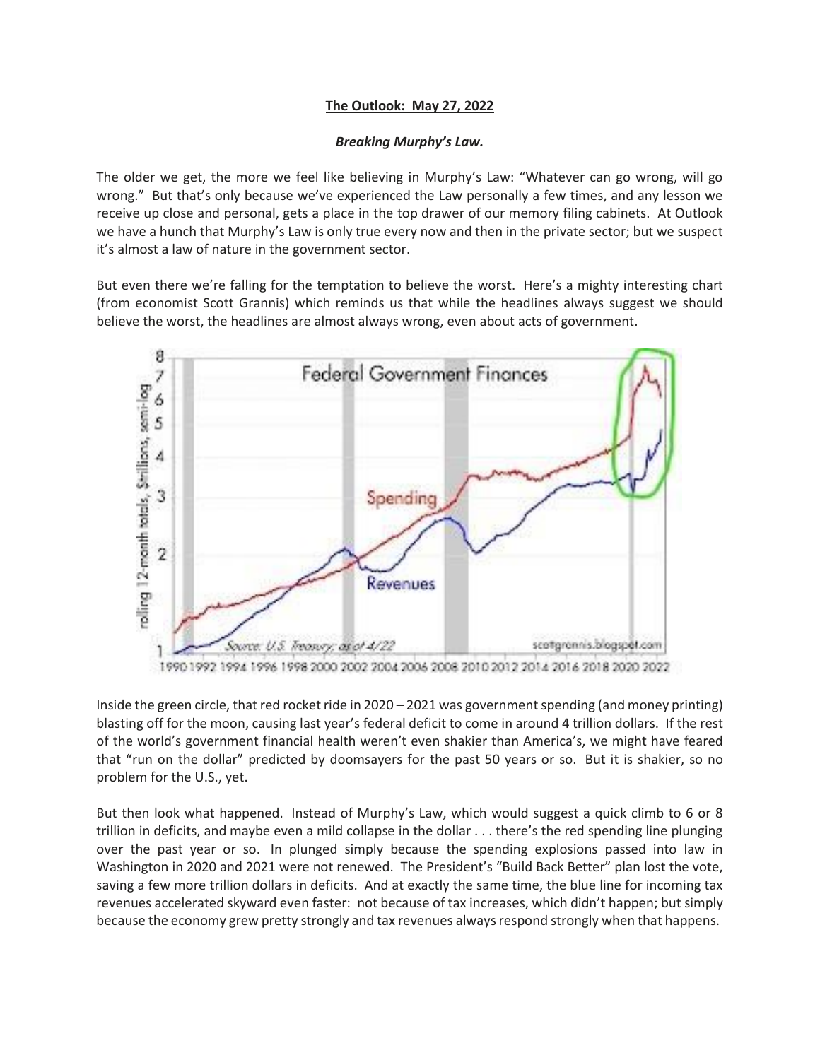**The Outlook: May 27, 2022**

***Breaking Murphy's Law.***

The older we get, the more we feel like believing in Murphy's Law: "Whatever can go wrong, will go wrong." But that's only because we've experienced the Law personally a few times, and any lesson we receive up close and personal, gets a place in the top drawer of our memory filing cabinets. At Outlook we have a hunch that Murphy's Law is only true every now and then in the private sector; but we suspect it's almost a law of nature in the government sector.

But even there we're falling for the temptation to believe the worst. Here's a mighty interesting chart (from economist Scott Grannis) which reminds us that while the headlines always suggest we should believe the worst, the headlines are almost always wrong, even about acts of government.

Federal Government Finances

Inside the green circle, that red rocket ride in 2020 – 2021 was government spending (and money printing) blasting off for the moon, causing last year's federal deficit to come in around 4 trillion dollars. If the rest of the world's government financial health weren't even shakier than America's, we might have feared that "run on the dollar" predicted by doomsayers for the past 50 years or so. But it is shakier, so no problem for the U.S., yet.

But then look what happened. Instead of Murphy's Law, which would suggest a quick climb to 6 or 8 trillion in deficits, and maybe even a mild collapse in the dollar . . . there's the red spending line plunging over the past year or so. In plunged simply because the spending explosions passed into law in Washington in 2020 and 2021 were not renewed. The President's "Build Back Better" plan lost the vote, saving a few more trillion dollars in deficits. And at exactly the same time, the blue line for incoming tax revenues accelerated skyward even faster: not because of tax increases, which didn't happen; but simply because the economy grew pretty strongly and tax revenues always respond strongly when that happens.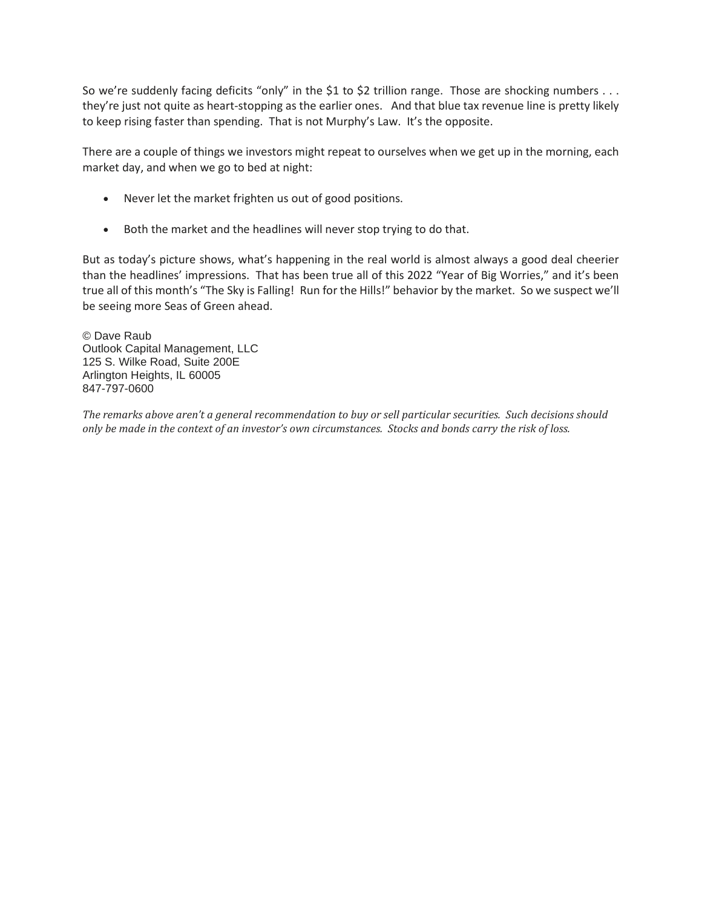So we're suddenly facing deficits "only" in the $1 to $2 trillion range. Those are shocking numbers . . . they're just not quite as heart-stopping as the earlier ones. And that blue tax revenue line is pretty likely to keep rising faster than spending. That is not Murphy's Law. It's the opposite.

There are a couple of things we investors might repeat to ourselves when we get up in the morning, each market day, and when we go to bed at night:

- Never let the market frighten us out of good positions.
- Both the market and the headlines will never stop trying to do that.

But as today's picture shows, what's happening in the real world is almost always a good deal cheerier than the headlines' impressions. That has been true all of this 2022 "Year of Big Worries," and it's been true all of this month's "The Sky is Falling! Run for the Hills!" behavior by the market. So we suspect we'll be seeing more Seas of Green ahead.

© Dave Raub
Outlook Capital Management, LLC
125 S. Wilke Road, Suite 200E
Arlington Heights, IL 60005
847-797-0600

*The remarks above aren't a general recommendation to buy or sell particular securities. Such decisions should only be made in the context of an investor's own circumstances. Stocks and bonds carry the risk of loss.*